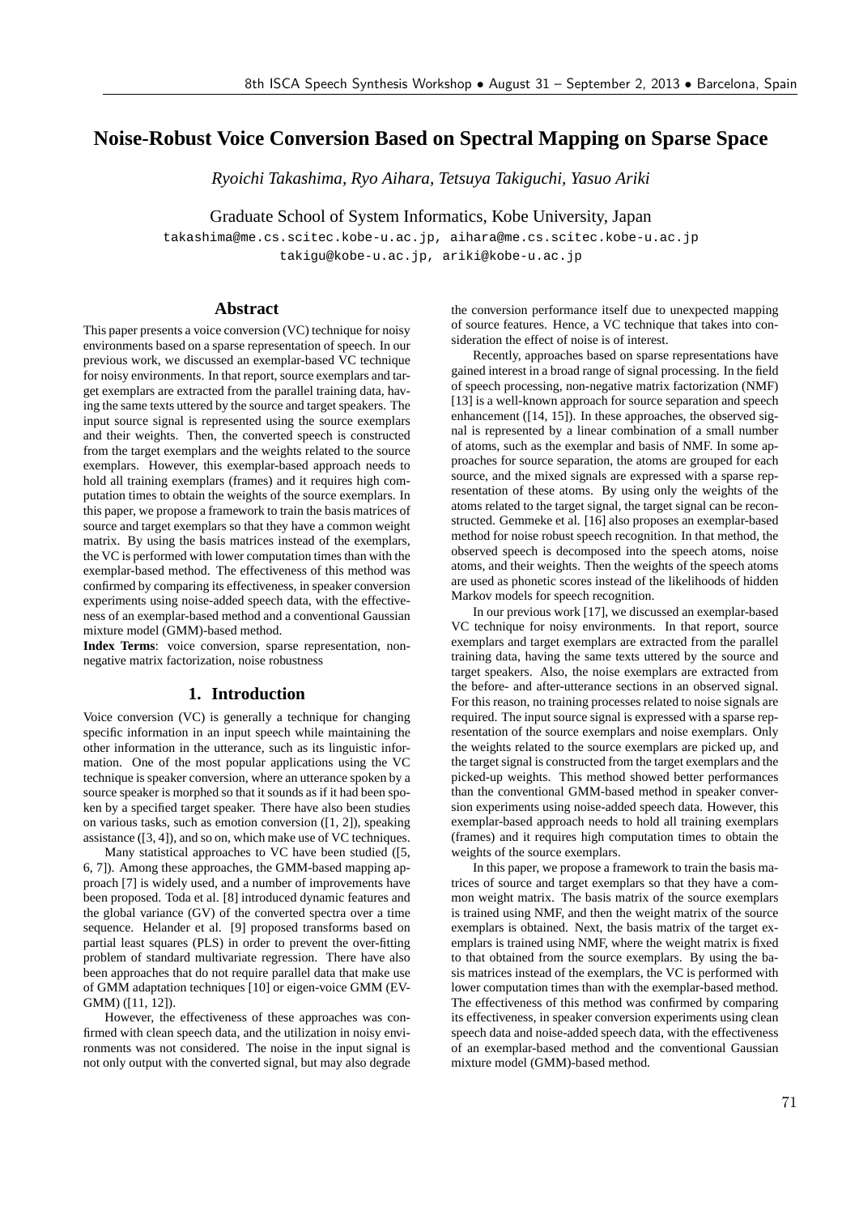# Noise-Robust Voice Conversion Based on Spectral Mapping on Sparse Space

*Ryoichi Takashima, Ryo Aihara, Tetsuya Takiguchi, Yasuo Ariki*

Graduate School of System Informatics, Kobe University, Japan

takashima@me.cs.scitec.kobe-u.ac.jp, aihara@me.cs.scitec.kobe-u.ac.jp
takigu@kobe-u.ac.jp, ariki@kobe-u.ac.jp

## Abstract

This paper presents a voice conversion (VC) technique for noisy environments based on a sparse representation of speech. In our previous work, we discussed an exemplar-based VC technique for noisy environments. In that report, source exemplars and target exemplars are extracted from the parallel training data, having the same texts uttered by the source and target speakers. The input source signal is represented using the source exemplars and their weights. Then, the converted speech is constructed from the target exemplars and the weights related to the source exemplars. However, this exemplar-based approach needs to hold all training exemplars (frames) and it requires high computation times to obtain the weights of the source exemplars. In this paper, we propose a framework to train the basis matrices of source and target exemplars so that they have a common weight matrix. By using the basis matrices instead of the exemplars, the VC is performed with lower computation times than with the exemplar-based method. The effectiveness of this method was confirmed by comparing its effectiveness, in speaker conversion experiments using noise-added speech data, with the effectiveness of an exemplar-based method and a conventional Gaussian mixture model (GMM)-based method.

**Index Terms**: voice conversion, sparse representation, non-negative matrix factorization, noise robustness

## 1. Introduction

Voice conversion (VC) is generally a technique for changing specific information in an input speech while maintaining the other information in the utterance, such as its linguistic information. One of the most popular applications using the VC technique is speaker conversion, where an utterance spoken by a source speaker is morphed so that it sounds as if it had been spoken by a specified target speaker. There have also been studies on various tasks, such as emotion conversion ([1, 2]), speaking assistance ([3, 4]), and so on, which make use of VC techniques.

Many statistical approaches to VC have been studied ([5, 6, 7]). Among these approaches, the GMM-based mapping approach [7] is widely used, and a number of improvements have been proposed. Toda et al. [8] introduced dynamic features and the global variance (GV) of the converted spectra over a time sequence. Helander et al. [9] proposed transforms based on partial least squares (PLS) in order to prevent the over-fitting problem of standard multivariate regression. There have also been approaches that do not require parallel data that make use of GMM adaptation techniques [10] or eigen-voice GMM (EV-GMM) ([11, 12]).

However, the effectiveness of these approaches was confirmed with clean speech data, and the utilization in noisy environments was not considered. The noise in the input signal is not only output with the converted signal, but may also degrade the conversion performance itself due to unexpected mapping of source features. Hence, a VC technique that takes into consideration the effect of noise is of interest.

Recently, approaches based on sparse representations have gained interest in a broad range of signal processing. In the field of speech processing, non-negative matrix factorization (NMF) [13] is a well-known approach for source separation and speech enhancement ([14, 15]). In these approaches, the observed signal is represented by a linear combination of a small number of atoms, such as the exemplar and basis of NMF. In some approaches for source separation, the atoms are grouped for each source, and the mixed signals are expressed with a sparse representation of these atoms. By using only the weights of the atoms related to the target signal, the target signal can be reconstructed. Gemmeke et al. [16] also proposes an exemplar-based method for noise robust speech recognition. In that method, the observed speech is decomposed into the speech atoms, noise atoms, and their weights. Then the weights of the speech atoms are used as phonetic scores instead of the likelihoods of hidden Markov models for speech recognition.

In our previous work [17], we discussed an exemplar-based VC technique for noisy environments. In that report, source exemplars and target exemplars are extracted from the parallel training data, having the same texts uttered by the source and target speakers. Also, the noise exemplars are extracted from the before- and after-utterance sections in an observed signal. For this reason, no training processes related to noise signals are required. The input source signal is expressed with a sparse representation of the source exemplars and noise exemplars. Only the weights related to the source exemplars are picked up, and the target signal is constructed from the target exemplars and the picked-up weights. This method showed better performances than the conventional GMM-based method in speaker conversion experiments using noise-added speech data. However, this exemplar-based approach needs to hold all training exemplars (frames) and it requires high computation times to obtain the weights of the source exemplars.

In this paper, we propose a framework to train the basis matrices of source and target exemplars so that they have a common weight matrix. The basis matrix of the source exemplars is trained using NMF, and then the weight matrix of the source exemplars is obtained. Next, the basis matrix of the target exemplars is trained using NMF, where the weight matrix is fixed to that obtained from the source exemplars. By using the basis matrices instead of the exemplars, the VC is performed with lower computation times than with the exemplar-based method. The effectiveness of this method was confirmed by comparing its effectiveness, in speaker conversion experiments using clean speech data and noise-added speech data, with the effectiveness of an exemplar-based method and the conventional Gaussian mixture model (GMM)-based method.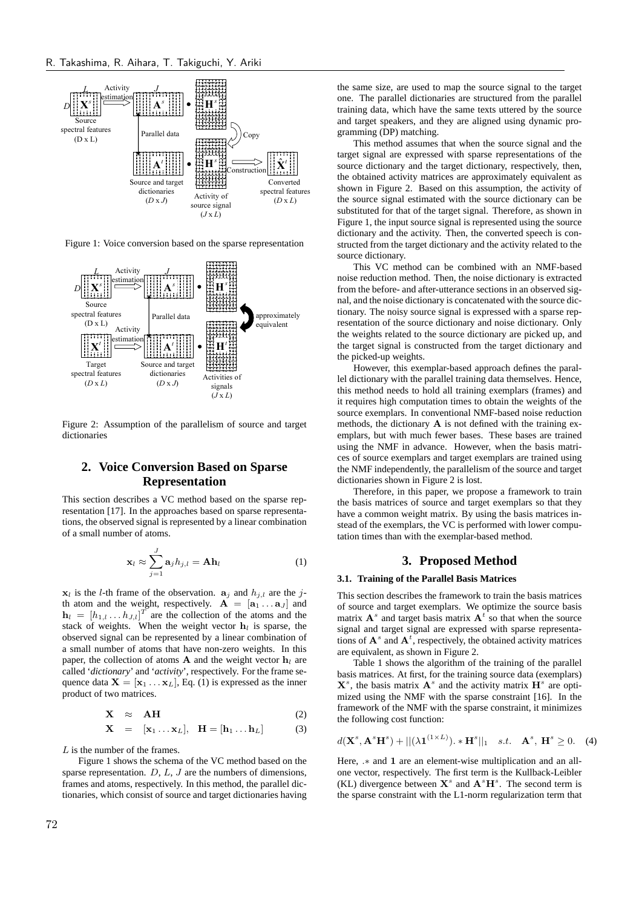Figure 1: Voice conversion based on the sparse representation

Figure 2: Assumption of the parallelism of source and target dictionaries

## 2. Voice Conversion Based on Sparse Representation

This section describes a VC method based on the sparse representation [17]. In the approaches based on sparse representations, the observed signal is represented by a linear combination of a small number of atoms.

$$\mathbf{x}_l \approx \sum_{j=1}^{J} \mathbf{a}_j h_{j,l} = \mathbf{A}\mathbf{h}_l \tag{1}$$

$\mathbf{x}_l$ is the $l$-th frame of the observation. $\mathbf{a}_j$ and $h_{j,l}$ are the $j$-th atom and the weight, respectively. $\mathbf{A} = [\mathbf{a}_1 \dots \mathbf{a}_J]$ and $\mathbf{h}_l = [h_{1,l} \dots h_{J,l}]^T$ are the collection of the atoms and the stack of weights. When the weight vector $\mathbf{h}_l$ is sparse, the observed signal can be represented by a linear combination of a small number of atoms that have non-zero weights. In this paper, the collection of atoms $\mathbf{A}$ and the weight vector $\mathbf{h}_l$ are called '*dictionary*' and '*activity*', respectively. For the frame sequence data $\mathbf{X} = [\mathbf{x}_1 \dots \mathbf{x}_L]$, Eq. (1) is expressed as the inner product of two matrices.

$$\mathbf{X} \approx \mathbf{A}\mathbf{H} \tag{2}$$

$$\mathbf{X} = [\mathbf{x}_1 \dots \mathbf{x}_L], \quad \mathbf{H} = [\mathbf{h}_1 \dots \mathbf{h}_L] \tag{3}$$

$L$ is the number of the frames.

Figure 1 shows the schema of the VC method based on the sparse representation. $D$, $L$, $J$ are the numbers of dimensions, frames and atoms, respectively. In this method, the parallel dictionaries, which consist of source and target dictionaries having the same size, are used to map the source signal to the target one. The parallel dictionaries are structured from the parallel training data, which have the same texts uttered by the source and target speakers, and they are aligned using dynamic programming (DP) matching.

This method assumes that when the source signal and the target signal are expressed with sparse representations of the source dictionary and the target dictionary, respectively, then, the obtained activity matrices are approximately equivalent as shown in Figure 2. Based on this assumption, the activity of the source signal estimated with the source dictionary can be substituted for that of the target signal. Therefore, as shown in Figure 1, the input source signal is represented using the source dictionary and the activity. Then, the converted speech is constructed from the target dictionary and the activity related to the source dictionary.

This VC method can be combined with an NMF-based noise reduction method. Then, the noise dictionary is extracted from the before- and after-utterance sections in an observed signal, and the noise dictionary is concatenated with the source dictionary. The noisy source signal is expressed with a sparse representation of the source dictionary and noise dictionary. Only the weights related to the source dictionary are picked up, and the target signal is constructed from the target dictionary and the picked-up weights.

However, this exemplar-based approach defines the parallel dictionary with the parallel training data themselves. Hence, this method needs to hold all training exemplars (frames) and it requires high computation times to obtain the weights of the source exemplars. In conventional NMF-based noise reduction methods, the dictionary $\mathbf{A}$ is not defined with the training exemplars, but with much fewer bases. These bases are trained using the NMF in advance. However, when the basis matrices of source exemplars and target exemplars are trained using the NMF independently, the parallelism of the source and target dictionaries shown in Figure 2 is lost.

Therefore, in this paper, we propose a framework to train the basis matrices of source and target exemplars so that they have a common weight matrix. By using the basis matrices instead of the exemplars, the VC is performed with lower computation times than with the exemplar-based method.

## 3. Proposed Method

### 3.1. Training of the Parallel Basis Matrices

This section describes the framework to train the basis matrices of source and target exemplars. We optimize the source basis matrix $\mathbf{A}^s$ and target basis matrix $\mathbf{A}^t$ so that when the source signal and target signal are expressed with sparse representations of $\mathbf{A}^s$ and $\mathbf{A}^t$, respectively, the obtained activity matrices are equivalent, as shown in Figure 2.

Table 1 shows the algorithm of the training of the parallel basis matrices. At first, for the training source data (exemplars) $\mathbf{X}^s$, the basis matrix $\mathbf{A}^s$ and the activity matrix $\mathbf{H}^s$ are optimized using the NMF with the sparse constraint [16]. In the framework of the NMF with the sparse constraint, it minimizes the following cost function:

$$d(\mathbf{X}^s, \mathbf{A}^s\mathbf{H}^s) + ||(\lambda \mathbf{1}^{(1\times L)}) .* \mathbf{H}^s||_1 \quad s.t. \quad \mathbf{A}^s,\ \mathbf{H}^s \geq 0. \tag{4}$$

Here, $.*$ and $\mathbf{1}$ are an element-wise multiplication and an all-one vector, respectively. The first term is the Kullback-Leibler (KL) divergence between $\mathbf{X}^s$ and $\mathbf{A}^s\mathbf{H}^s$. The second term is the sparse constraint with the L1-norm regularization term that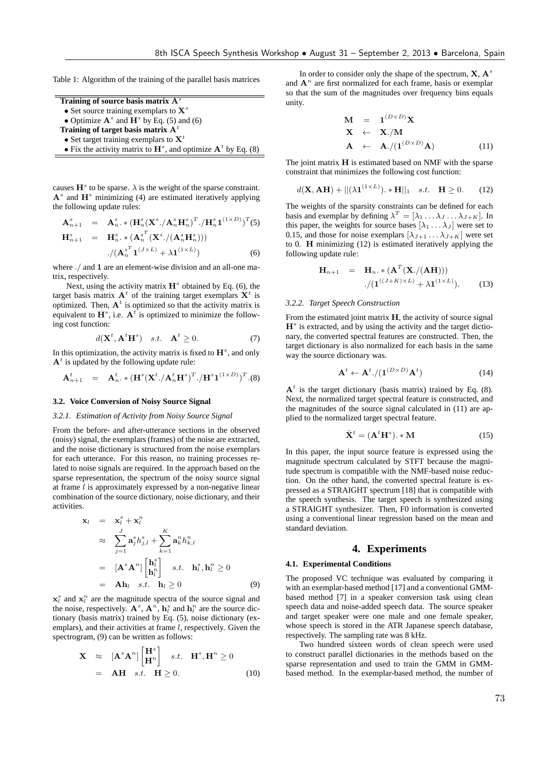Table 1: Algorithm of the training of the parallel basis matrices

| |
|---|
| **Training of source basis matrix $\mathbf{A}^s$** |
| • Set source training exemplars to $\mathbf{X}^s$ |
| • Optimize $\mathbf{A}^s$ and $\mathbf{H}^s$ by Eq. (5) and (6) |
| **Training of target basis matrix $\mathbf{A}^t$** |
| • Set target training exemplars to $\mathbf{X}^t$ |
| • Fix the activity matrix to $\mathbf{H}^s$, and optimize $\mathbf{A}^t$ by Eq. (8) |

causes $\mathbf{H}^s$ to be sparse. $\lambda$ is the weight of the sparse constraint. $\mathbf{A}^s$ and $\mathbf{H}^s$ minimizing (4) are estimated iteratively applying the following update rules:

$$\mathbf{A}^s_{n+1} = \mathbf{A}^s_n .* (\mathbf{H}^s_n(\mathbf{X}^s./\mathbf{A}^s_n\mathbf{H}^s_n)^T./\mathbf{H}^s_n\mathbf{1}^{(1\times D)})^T \quad (5)$$

$$\mathbf{H}^s_{n+1} = \mathbf{H}^s_n .* (\mathbf{A}^{s^T}_n(\mathbf{X}^s./(\mathbf{A}^s_n\mathbf{H}^s_n))) ./(\mathbf{A}^{s^T}_n\mathbf{1}^{(J\times L)} + \lambda\mathbf{1}^{(1\times L)}) \quad (6)$$

where $./$ and $\mathbf{1}$ are an element-wise division and an all-one matrix, respectively.

Next, using the activity matrix $\mathbf{H}^s$ obtained by Eq. (6), the target basis matrix $\mathbf{A}^t$ of the training target exemplars $\mathbf{X}^t$ is optimized. Then, $\mathbf{A}^t$ is optimized so that the activity matrix is equivalent to $\mathbf{H}^s$, i.e. $\mathbf{A}^t$ is optimized to minimize the following cost function:

$$d(\mathbf{X}^t, \mathbf{A}^t\mathbf{H}^s) \quad s.t. \quad \mathbf{A}^t \geq 0. \quad (7)$$

In this optimization, the activity matrix is fixed to $\mathbf{H}^s$, and only $\mathbf{A}^t$ is updated by the following update rule:

$$\mathbf{A}^t_{n+1} = \mathbf{A}^t_n .* (\mathbf{H}^s(\mathbf{X}^t./\mathbf{A}^t_n\mathbf{H}^s)^T./\mathbf{H}^s\mathbf{1}^{(1\times D)})^T . \quad (8)$$

### 3.2. Voice Conversion of Noisy Source Signal

#### 3.2.1. Estimation of Activity from Noisy Source Signal

From the before- and after-utterance sections in the observed (noisy) signal, the exemplars (frames) of the noise are extracted, and the noise dictionary is structured from the noise exemplars for each utterance. For this reason, no training processes related to noise signals are required. In the approach based on the sparse representation, the spectrum of the noisy source signal at frame $l$ is approximately expressed by a non-negative linear combination of the source dictionary, noise dictionary, and their activities.

$$\begin{aligned}\mathbf{x}_l &= \mathbf{x}^s_l + \mathbf{x}^n_l \\ &\approx \sum_{j=1}^{J}\mathbf{a}^s_j h^s_{j,l} + \sum_{k=1}^{K}\mathbf{a}^n_k h^n_{k,l} \\ &= [\mathbf{A}^s\mathbf{A}^n]\begin{bmatrix}\mathbf{h}^s_l \\ \mathbf{h}^n_l\end{bmatrix} \quad s.t. \quad \mathbf{h}^s_l, \mathbf{h}^n_l \geq 0 \\ &= \mathbf{A}\mathbf{h}_l \quad s.t. \quad \mathbf{h}_l \geq 0 \end{aligned} \quad (9)$$

$\mathbf{x}^s_l$ and $\mathbf{x}^n_l$ are the magnitude spectra of the source signal and the noise, respectively. $\mathbf{A}^s$, $\mathbf{A}^n$, $\mathbf{h}^s_l$ and $\mathbf{h}^n_l$ are the source dictionary (basis matrix) trained by Eq. (5), noise dictionary (exemplars), and their activities at frame $l$, respectively. Given the spectrogram, (9) can be written as follows:

$$\begin{aligned}\mathbf{X} &\approx [\mathbf{A}^s\mathbf{A}^n]\begin{bmatrix}\mathbf{H}^s \\ \mathbf{H}^n\end{bmatrix} \quad s.t. \quad \mathbf{H}^s, \mathbf{H}^n \geq 0 \\ &= \mathbf{A}\mathbf{H} \quad s.t. \quad \mathbf{H} \geq 0. \end{aligned} \quad (10)$$

In order to consider only the shape of the spectrum, $\mathbf{X}$, $\mathbf{A}^s$ and $\mathbf{A}^n$ are first normalized for each frame, basis or exemplar so that the sum of the magnitudes over frequency bins equals unity.

$$\begin{aligned}\mathbf{M} &= \mathbf{1}^{(D\times D)}\mathbf{X} \\ \mathbf{X} &\leftarrow \mathbf{X}./\mathbf{M} \\ \mathbf{A} &\leftarrow \mathbf{A}./(\mathbf{1}^{(D\times D)}\mathbf{A}) \end{aligned} \quad (11)$$

The joint matrix $\mathbf{H}$ is estimated based on NMF with the sparse constraint that minimizes the following cost function:

$$d(\mathbf{X}, \mathbf{A}\mathbf{H}) + ||(\lambda\mathbf{1}^{(1\times L)}).*\mathbf{H}||_1 \quad s.t. \quad \mathbf{H} \geq 0. \quad (12)$$

The weights of the sparsity constraints can be defined for each basis and exemplar by defining $\lambda^T = [\lambda_1 \dots \lambda_J \dots \lambda_{J+K}]$. In this paper, the weights for source bases $[\lambda_1 \dots \lambda_J]$ were set to 0.15, and those for noise exemplars $[\lambda_{J+1} \dots \lambda_{J+K}]$ were set to 0. $\mathbf{H}$ minimizing (12) is estimated iteratively applying the following update rule:

$$\mathbf{H}_{n+1} = \mathbf{H}_n .* (\mathbf{A}^T(\mathbf{X}./(\mathbf{A}\mathbf{H}))) ./(\mathbf{1}^{((J+K)\times L)} + \lambda\mathbf{1}^{(1\times L)}). \quad (13)$$

#### 3.2.2. Target Speech Construction

From the estimated joint matrix $\mathbf{H}$, the activity of source signal $\mathbf{H}^s$ is extracted, and by using the activity and the target dictionary, the converted spectral features are constructed. Then, the target dictionary is also normalized for each basis in the same way the source dictionary was.

$$\mathbf{A}^t \leftarrow \mathbf{A}^t./(\mathbf{1}^{(D\times D)}\mathbf{A}^t) \quad (14)$$

$\mathbf{A}^t$ is the target dictionary (basis matrix) trained by Eq. (8). Next, the normalized target spectral feature is constructed, and the magnitudes of the source signal calculated in (11) are applied to the normalized target spectral feature.

$$\hat{\mathbf{X}}^t = (\mathbf{A}^t\mathbf{H}^s).*\mathbf{M} \quad (15)$$

In this paper, the input source feature is expressed using the magnitude spectrum calculated by STFT because the magnitude spectrum is compatible with the NMF-based noise reduction. On the other hand, the converted spectral feature is expressed as a STRAIGHT spectrum [18] that is compatible with the speech synthesis. The target speech is synthesized using a STRAIGHT synthesizer. Then, F0 information is converted using a conventional linear regression based on the mean and standard deviation.

## 4. Experiments

### 4.1. Experimental Conditions

The proposed VC technique was evaluated by comparing it with an exemplar-based method [17] and a conventional GMM-based method [7] in a speaker conversion task using clean speech data and noise-added speech data. The source speaker and target speaker were one male and one female speaker, whose speech is stored in the ATR Japanese speech database, respectively. The sampling rate was 8 kHz.

Two hundred sixteen words of clean speech were used to construct parallel dictionaries in the methods based on the sparse representation and used to train the GMM in GMM-based method. In the exemplar-based method, the number of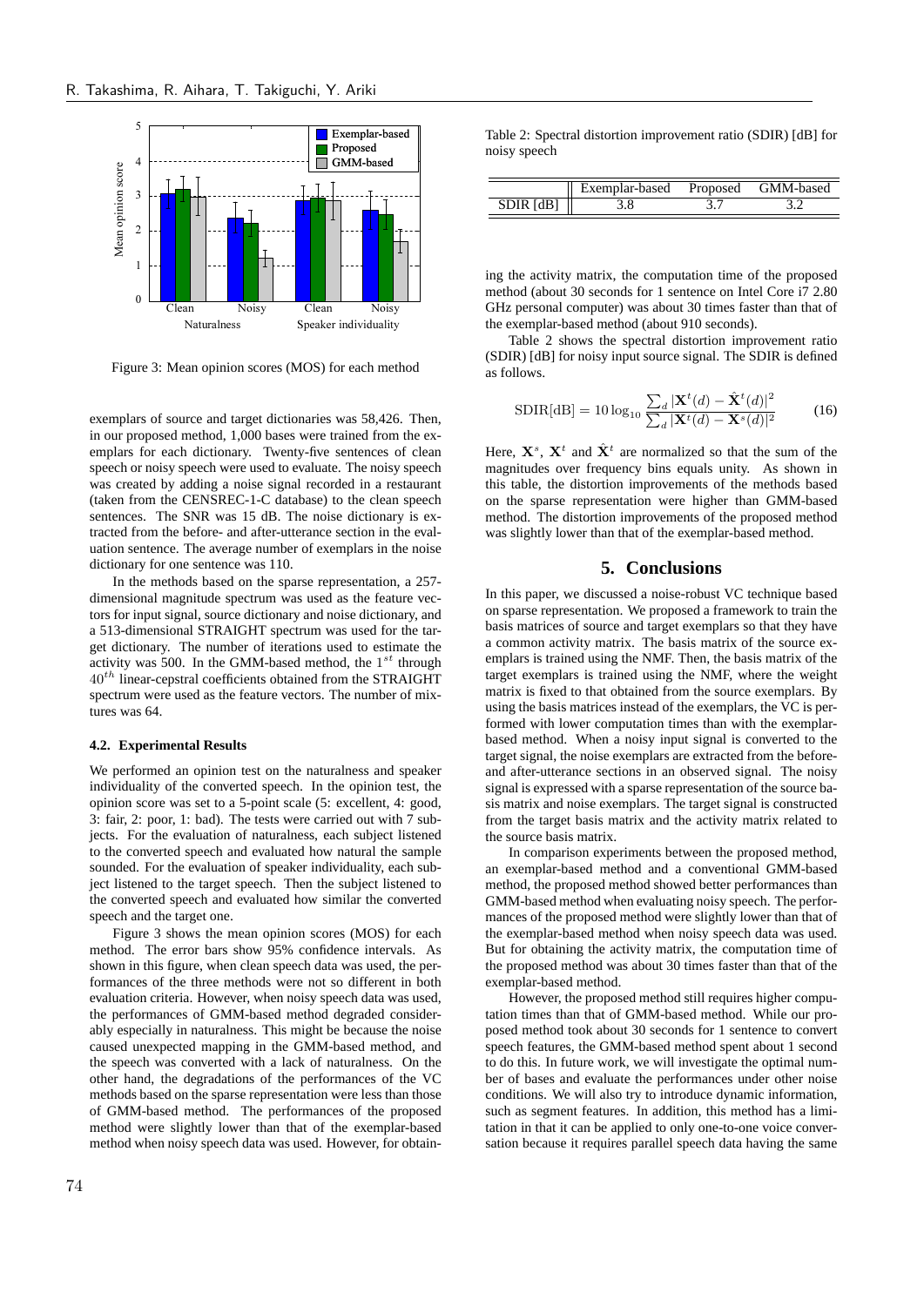Figure 3: Mean opinion scores (MOS) for each method

exemplars of source and target dictionaries was 58,426. Then, in our proposed method, 1,000 bases were trained from the exemplars for each dictionary. Twenty-five sentences of clean speech or noisy speech were used to evaluate. The noisy speech was created by adding a noise signal recorded in a restaurant (taken from the CENSREC-1-C database) to the clean speech sentences. The SNR was 15 dB. The noise dictionary is extracted from the before- and after-utterance section in the evaluation sentence. The average number of exemplars in the noise dictionary for one sentence was 110.

In the methods based on the sparse representation, a 257-dimensional magnitude spectrum was used as the feature vectors for input signal, source dictionary and noise dictionary, and a 513-dimensional STRAIGHT spectrum was used for the target dictionary. The number of iterations used to estimate the activity was 500. In the GMM-based method, the $1^{st}$ through $40^{th}$ linear-cepstral coefficients obtained from the STRAIGHT spectrum were used as the feature vectors. The number of mixtures was 64.

### 4.2. Experimental Results

We performed an opinion test on the naturalness and speaker individuality of the converted speech. In the opinion test, the opinion score was set to a 5-point scale (5: excellent, 4: good, 3: fair, 2: poor, 1: bad). The tests were carried out with 7 subjects. For the evaluation of naturalness, each subject listened to the converted speech and evaluated how natural the sample sounded. For the evaluation of speaker individuality, each subject listened to the target speech. Then the subject listened to the converted speech and evaluated how similar the converted speech and the target one.

Figure 3 shows the mean opinion scores (MOS) for each method. The error bars show 95% confidence intervals. As shown in this figure, when clean speech data was used, the performances of the three methods were not so different in both evaluation criteria. However, when noisy speech data was used, the performances of GMM-based method degraded considerably especially in naturalness. This might be because the noise caused unexpected mapping in the GMM-based method, and the speech was converted with a lack of naturalness. On the other hand, the degradations of the performances of the VC methods based on the sparse representation were less than those of GMM-based method. The performances of the proposed method were slightly lower than that of the exemplar-based method when noisy speech data was used. However, for obtaining the activity matrix, the computation time of the proposed method (about 30 seconds for 1 sentence on Intel Core i7 2.80 GHz personal computer) was about 30 times faster than that of the exemplar-based method (about 910 seconds).

Table 2: Spectral distortion improvement ratio (SDIR) [dB] for noisy speech

| | Exemplar-based | Proposed | GMM-based |
|---|---|---|---|
| SDIR [dB] | 3.8 | 3.7 | 3.2 |

Table 2 shows the spectral distortion improvement ratio (SDIR) [dB] for noisy input source signal. The SDIR is defined as follows.

$$\mathrm{SDIR[dB]} = 10 \log_{10} \frac{\sum_d |\mathbf{X}^t(d) - \hat{\mathbf{X}}^t(d)|^2}{\sum_d |\mathbf{X}^t(d) - \mathbf{X}^s(d)|^2} \tag{16}$$

Here, $\mathbf{X}^s$, $\mathbf{X}^t$ and $\hat{\mathbf{X}}^t$ are normalized so that the sum of the magnitudes over frequency bins equals unity. As shown in this table, the distortion improvements of the methods based on the sparse representation were higher than GMM-based method. The distortion improvements of the proposed method was slightly lower than that of the exemplar-based method.

## 5. Conclusions

In this paper, we discussed a noise-robust VC technique based on sparse representation. We proposed a framework to train the basis matrices of source and target exemplars so that they have a common activity matrix. The basis matrix of the source exemplars is trained using the NMF. Then, the basis matrix of the target exemplars is trained using the NMF, where the weight matrix is fixed to that obtained from the source exemplars. By using the basis matrices instead of the exemplars, the VC is performed with lower computation times than with the exemplar-based method. When a noisy input signal is converted to the target signal, the noise exemplars are extracted from the before- and after-utterance sections in an observed signal. The noisy signal is expressed with a sparse representation of the source basis matrix and noise exemplars. The target signal is constructed from the target basis matrix and the activity matrix related to the source basis matrix.

In comparison experiments between the proposed method, an exemplar-based method and a conventional GMM-based method, the proposed method showed better performances than GMM-based method when evaluating noisy speech. The performances of the proposed method were slightly lower than that of the exemplar-based method when noisy speech data was used. But for obtaining the activity matrix, the computation time of the proposed method was about 30 times faster than that of the exemplar-based method.

However, the proposed method still requires higher computation times than that of GMM-based method. While our proposed method took about 30 seconds for 1 sentence to convert speech features, the GMM-based method spent about 1 second to do this. In future work, we will investigate the optimal number of bases and evaluate the performances under other noise conditions. We will also try to introduce dynamic information, such as segment features. In addition, this method has a limitation in that it can be applied to only one-to-one voice conversation because it requires parallel speech data having the same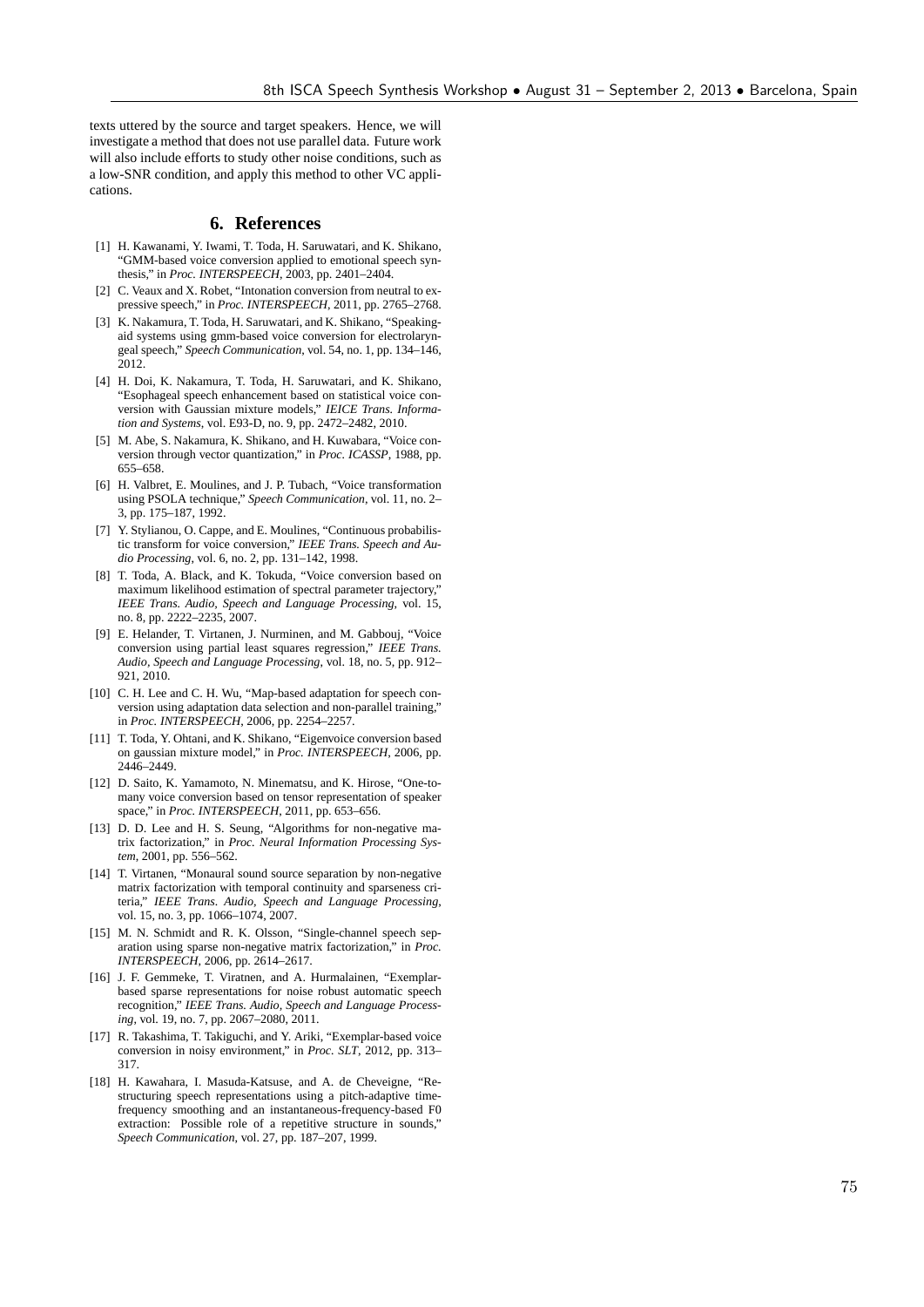texts uttered by the source and target speakers. Hence, we will investigate a method that does not use parallel data. Future work will also include efforts to study other noise conditions, such as a low-SNR condition, and apply this method to other VC applications.

## 6. References

[1] H. Kawanami, Y. Iwami, T. Toda, H. Saruwatari, and K. Shikano, "GMM-based voice conversion applied to emotional speech synthesis," in *Proc. INTERSPEECH*, 2003, pp. 2401–2404.

[2] C. Veaux and X. Robet, "Intonation conversion from neutral to expressive speech," in *Proc. INTERSPEECH*, 2011, pp. 2765–2768.

[3] K. Nakamura, T. Toda, H. Saruwatari, and K. Shikano, "Speaking-aid systems using gmm-based voice conversion for electrolaryngeal speech," *Speech Communication*, vol. 54, no. 1, pp. 134–146, 2012.

[4] H. Doi, K. Nakamura, T. Toda, H. Saruwatari, and K. Shikano, "Esophageal speech enhancement based on statistical voice conversion with Gaussian mixture models," *IEICE Trans. Information and Systems*, vol. E93-D, no. 9, pp. 2472–2482, 2010.

[5] M. Abe, S. Nakamura, K. Shikano, and H. Kuwabara, "Voice conversion through vector quantization," in *Proc. ICASSP*, 1988, pp. 655–658.

[6] H. Valbret, E. Moulines, and J. P. Tubach, "Voice transformation using PSOLA technique," *Speech Communication*, vol. 11, no. 2–3, pp. 175–187, 1992.

[7] Y. Stylianou, O. Cappe, and E. Moulines, "Continuous probabilistic transform for voice conversion," *IEEE Trans. Speech and Audio Processing*, vol. 6, no. 2, pp. 131–142, 1998.

[8] T. Toda, A. Black, and K. Tokuda, "Voice conversion based on maximum likelihood estimation of spectral parameter trajectory," *IEEE Trans. Audio, Speech and Language Processing*, vol. 15, no. 8, pp. 2222–2235, 2007.

[9] E. Helander, T. Virtanen, J. Nurminen, and M. Gabbouj, "Voice conversion using partial least squares regression," *IEEE Trans. Audio, Speech and Language Processing*, vol. 18, no. 5, pp. 912–921, 2010.

[10] C. H. Lee and C. H. Wu, "Map-based adaptation for speech conversion using adaptation data selection and non-parallel training," in *Proc. INTERSPEECH*, 2006, pp. 2254–2257.

[11] T. Toda, Y. Ohtani, and K. Shikano, "Eigenvoice conversion based on gaussian mixture model," in *Proc. INTERSPEECH*, 2006, pp. 2446–2449.

[12] D. Saito, K. Yamamoto, N. Minematsu, and K. Hirose, "One-to-many voice conversion based on tensor representation of speaker space," in *Proc. INTERSPEECH*, 2011, pp. 653–656.

[13] D. D. Lee and H. S. Seung, "Algorithms for non-negative matrix factorization," in *Proc. Neural Information Processing System*, 2001, pp. 556–562.

[14] T. Virtanen, "Monaural sound source separation by non-negative matrix factorization with temporal continuity and sparseness criteria," *IEEE Trans. Audio, Speech and Language Processing*, vol. 15, no. 3, pp. 1066–1074, 2007.

[15] M. N. Schmidt and R. K. Olsson, "Single-channel speech separation using sparse non-negative matrix factorization," in *Proc. INTERSPEECH*, 2006, pp. 2614–2617.

[16] J. F. Gemmeke, T. Viratnen, and A. Hurmalainen, "Exemplar-based sparse representations for noise robust automatic speech recognition," *IEEE Trans. Audio, Speech and Language Processing*, vol. 19, no. 7, pp. 2067–2080, 2011.

[17] R. Takashima, T. Takiguchi, and Y. Ariki, "Exemplar-based voice conversion in noisy environment," in *Proc. SLT*, 2012, pp. 313–317.

[18] H. Kawahara, I. Masuda-Katsuse, and A. de Cheveigne, "Restructuring speech representations using a pitch-adaptive time-frequency smoothing and an instantaneous-frequency-based F0 extraction: Possible role of a repetitive structure in sounds," *Speech Communication*, vol. 27, pp. 187–207, 1999.